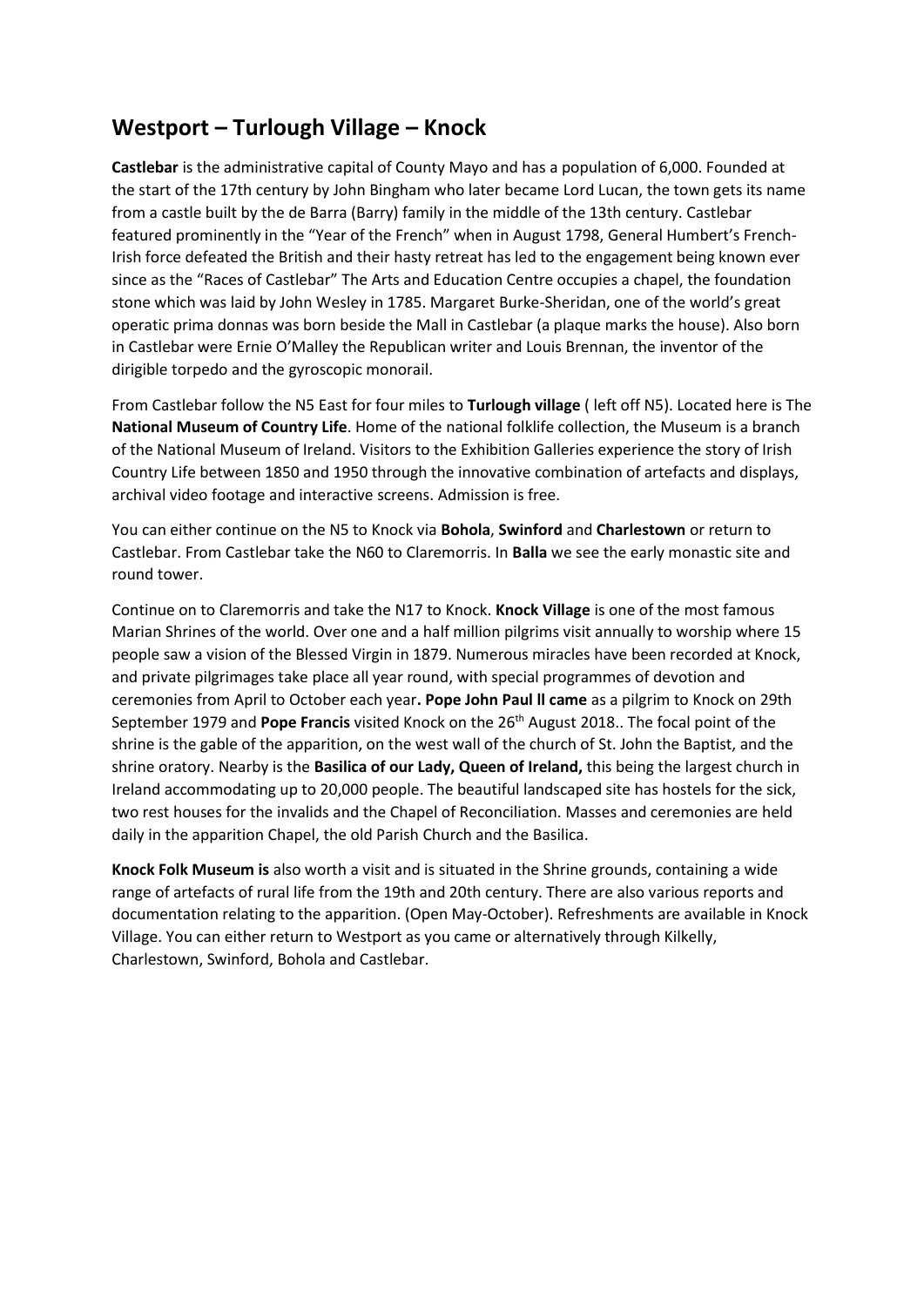## Westport – Turlough Village – Knock

**Castlebar** is the administrative capital of County Mayo and has a population of 6,000. Founded at the start of the 17th century by John Bingham who later became Lord Lucan, the town gets its name from a castle built by the de Barra (Barry) family in the middle of the 13th century. Castlebar featured prominently in the "Year of the French" when in August 1798, General Humbert's French-Irish force defeated the British and their hasty retreat has led to the engagement being known ever since as the "Races of Castlebar" The Arts and Education Centre occupies a chapel, the foundation stone which was laid by John Wesley in 1785. Margaret Burke-Sheridan, one of the world's great operatic prima donnas was born beside the Mall in Castlebar (a plaque marks the house). Also born in Castlebar were Ernie O'Malley the Republican writer and Louis Brennan, the inventor of the dirigible torpedo and the gyroscopic monorail.

From Castlebar follow the N5 East for four miles to **Turlough village** ( left off N5). Located here is The **National Museum of Country Life**. Home of the national folklife collection, the Museum is a branch of the National Museum of Ireland. Visitors to the Exhibition Galleries experience the story of Irish Country Life between 1850 and 1950 through the innovative combination of artefacts and displays, archival video footage and interactive screens. Admission is free.

You can either continue on the N5 to Knock via **Bohola**, **Swinford** and **Charlestown** or return to Castlebar. From Castlebar take the N60 to Claremorris. In **Balla** we see the early monastic site and round tower.

Continue on to Claremorris and take the N17 to Knock. **Knock Village** is one of the most famous Marian Shrines of the world. Over one and a half million pilgrims visit annually to worship where 15 people saw a vision of the Blessed Virgin in 1879. Numerous miracles have been recorded at Knock, and private pilgrimages take place all year round, with special programmes of devotion and ceremonies from April to October each year**. Pope John Paul ll came** as a pilgrim to Knock on 29th September 1979 and **Pope Francis** visited Knock on the 26th August 2018.. The focal point of the shrine is the gable of the apparition, on the west wall of the church of St. John the Baptist, and the shrine oratory. Nearby is the **Basilica of our Lady, Queen of Ireland,** this being the largest church in Ireland accommodating up to 20,000 people. The beautiful landscaped site has hostels for the sick, two rest houses for the invalids and the Chapel of Reconciliation. Masses and ceremonies are held daily in the apparition Chapel, the old Parish Church and the Basilica.

**Knock Folk Museum is** also worth a visit and is situated in the Shrine grounds, containing a wide range of artefacts of rural life from the 19th and 20th century. There are also various reports and documentation relating to the apparition. (Open May-October). Refreshments are available in Knock Village. You can either return to Westport as you came or alternatively through Kilkelly, Charlestown, Swinford, Bohola and Castlebar.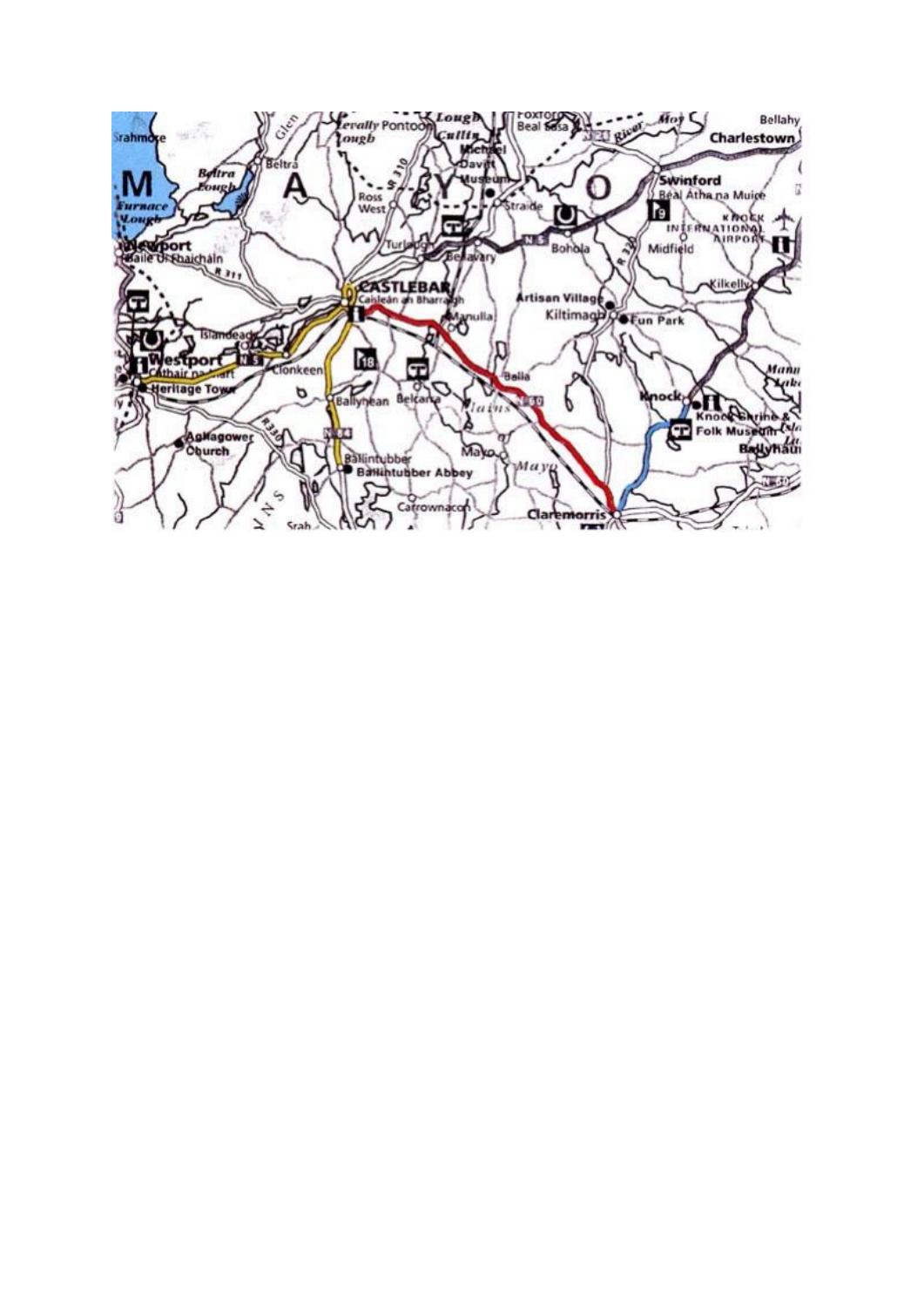Srahmore

Beltra Lough

Furnace Lough

Newport

Baile Uí Fhaicháin

Beltra

Glen

Lough

Pontoon

Cullin

Michael Davitt Museum

Foxford

Beal Easa

Moy River

Bellahy

Charlestown

Swinford

Béal Átha na Muice

Knock International Airport

Midfield

Kilkelly

Ross West

Turlough

Straide

Bohola

Bellavary

CASTLEBAR

Caisleán an Bharraigh

Manulla

Artisan Village

Kiltimagh

Fun Park

Islandeady

Westport

Cathair na Mart

Heritage Town

Clonkeen

Ballyhean

Belcarra

Balla

Knock

Knock Shrine & Folk Museum

Ballyhaunis

Aghagower Church

Ballintubber

Ballintubber Abbey

Mayo

Plains of Mayo

Carrownacon

Claremorris

Srah

M A Y O

N 5

N 60

N 84

R 311

R 330

R 320

N 26

W 310